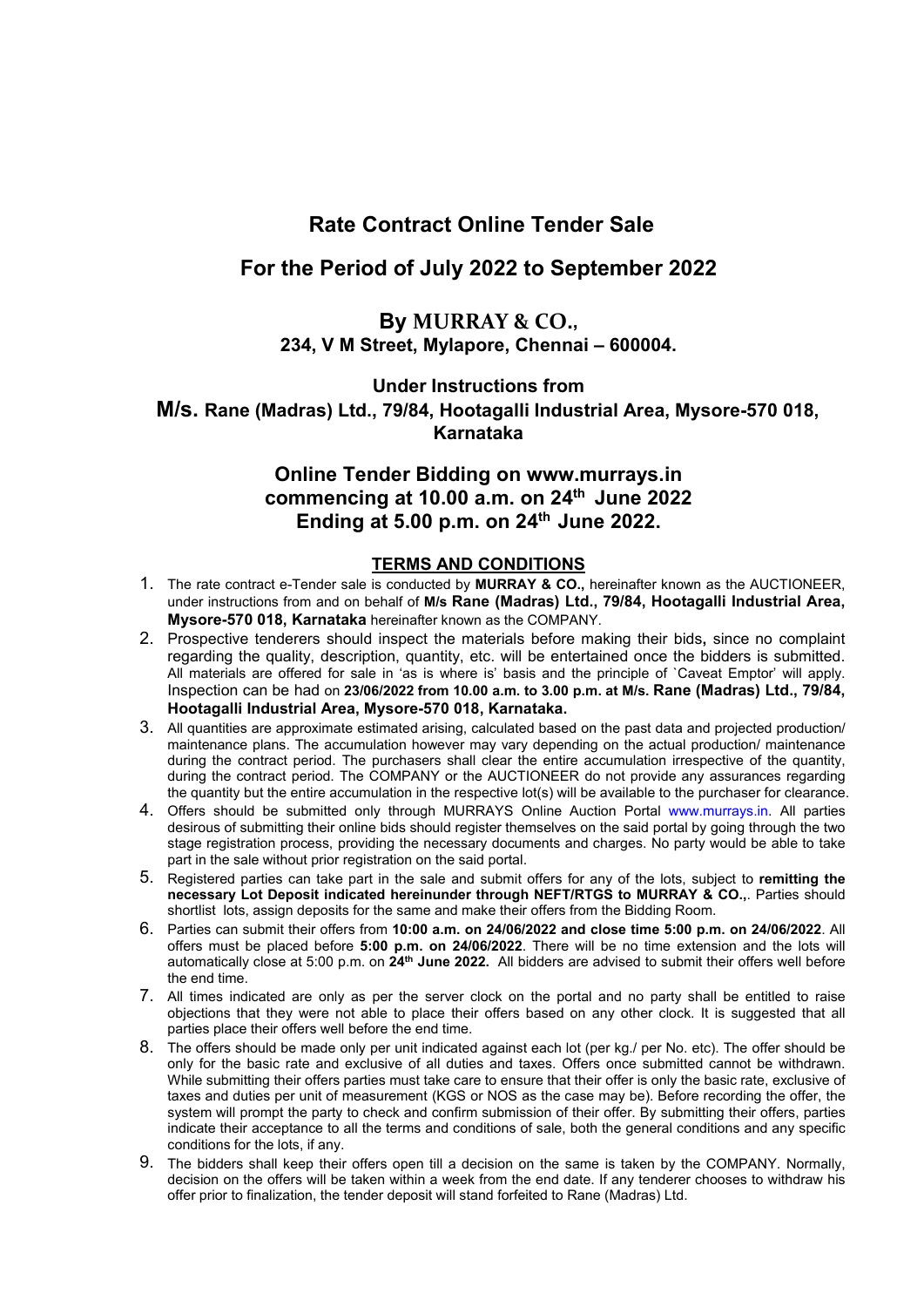# Rate Contract Online Tender Sale

## For the Period of July 2022 to September 2022

### By MURRAY & CO.,

**234, V M Street, Mylapore, Chennai – 600004.**

**Under Instructions from**

**M/s. Rane (Madras) Ltd., 79/84, Hootagalli Industrial Area, Mysore-570 018, Karnataka**

### Online Tender Bidding on www.murrays.in commencing at 10.00 a.m. on 24th June 2022 Ending at 5.00 p.m. on 24th June 2022.

**TERMS AND CONDITIONS**

1. The rate contract e-Tender sale is conducted by **MURRAY & CO.,** hereinafter known as the AUCTIONEER, under instructions from and on behalf of **M/s Rane (Madras) Ltd., 79/84, Hootagalli Industrial Area, Mysore-570 018, Karnataka** hereinafter known as the COMPANY.
2. Prospective tenderers should inspect the materials before making their bids**,** since no complaint regarding the quality, description, quantity, etc. will be entertained once the bidders is submitted. All materials are offered for sale in 'as is where is' basis and the principle of `Caveat Emptor' will apply. Inspection can be had on **23/06/2022 from 10.00 a.m. to 3.00 p.m. at M/s. Rane (Madras) Ltd., 79/84, Hootagalli Industrial Area, Mysore-570 018, Karnataka.**
3. All quantities are approximate estimated arising, calculated based on the past data and projected production/ maintenance plans. The accumulation however may vary depending on the actual production/ maintenance during the contract period. The purchasers shall clear the entire accumulation irrespective of the quantity, during the contract period. The COMPANY or the AUCTIONEER do not provide any assurances regarding the quantity but the entire accumulation in the respective lot(s) will be available to the purchaser for clearance.
4. Offers should be submitted only through MURRAYS Online Auction Portal www.murrays.in. All parties desirous of submitting their online bids should register themselves on the said portal by going through the two stage registration process, providing the necessary documents and charges. No party would be able to take part in the sale without prior registration on the said portal.
5. Registered parties can take part in the sale and submit offers for any of the lots, subject to **remitting the necessary Lot Deposit indicated hereinunder through NEFT/RTGS to MURRAY & CO.,**. Parties should shortlist lots, assign deposits for the same and make their offers from the Bidding Room.
6. Parties can submit their offers from **10:00 a.m. on 24/06/2022 and close time 5:00 p.m. on 24/06/2022**. All offers must be placed before **5:00 p.m. on 24/06/2022**. There will be no time extension and the lots will automatically close at 5:00 p.m. on **24th June 2022.** All bidders are advised to submit their offers well before the end time.
7. All times indicated are only as per the server clock on the portal and no party shall be entitled to raise objections that they were not able to place their offers based on any other clock. It is suggested that all parties place their offers well before the end time.
8. The offers should be made only per unit indicated against each lot (per kg./ per No. etc). The offer should be only for the basic rate and exclusive of all duties and taxes. Offers once submitted cannot be withdrawn. While submitting their offers parties must take care to ensure that their offer is only the basic rate, exclusive of taxes and duties per unit of measurement (KGS or NOS as the case may be). Before recording the offer, the system will prompt the party to check and confirm submission of their offer. By submitting their offers, parties indicate their acceptance to all the terms and conditions of sale, both the general conditions and any specific conditions for the lots, if any.
9. The bidders shall keep their offers open till a decision on the same is taken by the COMPANY. Normally, decision on the offers will be taken within a week from the end date. If any tenderer chooses to withdraw his offer prior to finalization, the tender deposit will stand forfeited to Rane (Madras) Ltd.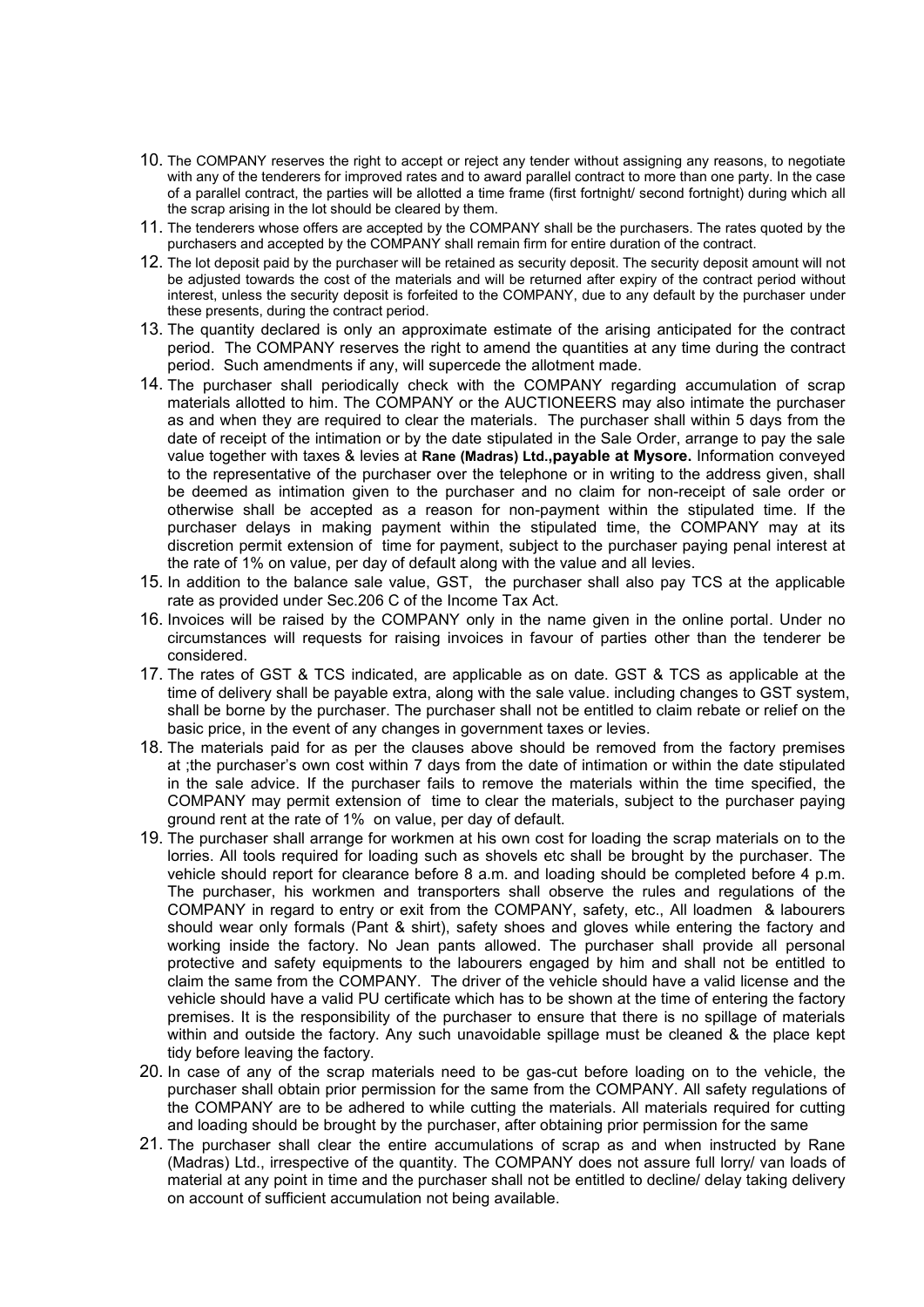10. The COMPANY reserves the right to accept or reject any tender without assigning any reasons, to negotiate with any of the tenderers for improved rates and to award parallel contract to more than one party. In the case of a parallel contract, the parties will be allotted a time frame (first fortnight/ second fortnight) during which all the scrap arising in the lot should be cleared by them.
11. The tenderers whose offers are accepted by the COMPANY shall be the purchasers. The rates quoted by the purchasers and accepted by the COMPANY shall remain firm for entire duration of the contract.
12. The lot deposit paid by the purchaser will be retained as security deposit. The security deposit amount will not be adjusted towards the cost of the materials and will be returned after expiry of the contract period without interest, unless the security deposit is forfeited to the COMPANY, due to any default by the purchaser under these presents, during the contract period.
13. The quantity declared is only an approximate estimate of the arising anticipated for the contract period. The COMPANY reserves the right to amend the quantities at any time during the contract period. Such amendments if any, will supercede the allotment made.
14. The purchaser shall periodically check with the COMPANY regarding accumulation of scrap materials allotted to him. The COMPANY or the AUCTIONEERS may also intimate the purchaser as and when they are required to clear the materials. The purchaser shall within 5 days from the date of receipt of the intimation or by the date stipulated in the Sale Order, arrange to pay the sale value together with taxes & levies at **Rane (Madras) Ltd.,payable at Mysore.** Information conveyed to the representative of the purchaser over the telephone or in writing to the address given, shall be deemed as intimation given to the purchaser and no claim for non-receipt of sale order or otherwise shall be accepted as a reason for non-payment within the stipulated time. If the purchaser delays in making payment within the stipulated time, the COMPANY may at its discretion permit extension of time for payment, subject to the purchaser paying penal interest at the rate of 1% on value, per day of default along with the value and all levies.
15. In addition to the balance sale value, GST, the purchaser shall also pay TCS at the applicable rate as provided under Sec.206 C of the Income Tax Act.
16. Invoices will be raised by the COMPANY only in the name given in the online portal. Under no circumstances will requests for raising invoices in favour of parties other than the tenderer be considered.
17. The rates of GST & TCS indicated, are applicable as on date. GST & TCS as applicable at the time of delivery shall be payable extra, along with the sale value. including changes to GST system, shall be borne by the purchaser. The purchaser shall not be entitled to claim rebate or relief on the basic price, in the event of any changes in government taxes or levies.
18. The materials paid for as per the clauses above should be removed from the factory premises at ;the purchaser's own cost within 7 days from the date of intimation or within the date stipulated in the sale advice. If the purchaser fails to remove the materials within the time specified, the COMPANY may permit extension of time to clear the materials, subject to the purchaser paying ground rent at the rate of 1% on value, per day of default.
19. The purchaser shall arrange for workmen at his own cost for loading the scrap materials on to the lorries. All tools required for loading such as shovels etc shall be brought by the purchaser. The vehicle should report for clearance before 8 a.m. and loading should be completed before 4 p.m. The purchaser, his workmen and transporters shall observe the rules and regulations of the COMPANY in regard to entry or exit from the COMPANY, safety, etc., All loadmen & labourers should wear only formals (Pant & shirt), safety shoes and gloves while entering the factory and working inside the factory. No Jean pants allowed. The purchaser shall provide all personal protective and safety equipments to the labourers engaged by him and shall not be entitled to claim the same from the COMPANY. The driver of the vehicle should have a valid license and the vehicle should have a valid PU certificate which has to be shown at the time of entering the factory premises. It is the responsibility of the purchaser to ensure that there is no spillage of materials within and outside the factory. Any such unavoidable spillage must be cleaned & the place kept tidy before leaving the factory.
20. In case of any of the scrap materials need to be gas-cut before loading on to the vehicle, the purchaser shall obtain prior permission for the same from the COMPANY. All safety regulations of the COMPANY are to be adhered to while cutting the materials. All materials required for cutting and loading should be brought by the purchaser, after obtaining prior permission for the same
21. The purchaser shall clear the entire accumulations of scrap as and when instructed by Rane (Madras) Ltd., irrespective of the quantity. The COMPANY does not assure full lorry/ van loads of material at any point in time and the purchaser shall not be entitled to decline/ delay taking delivery on account of sufficient accumulation not being available.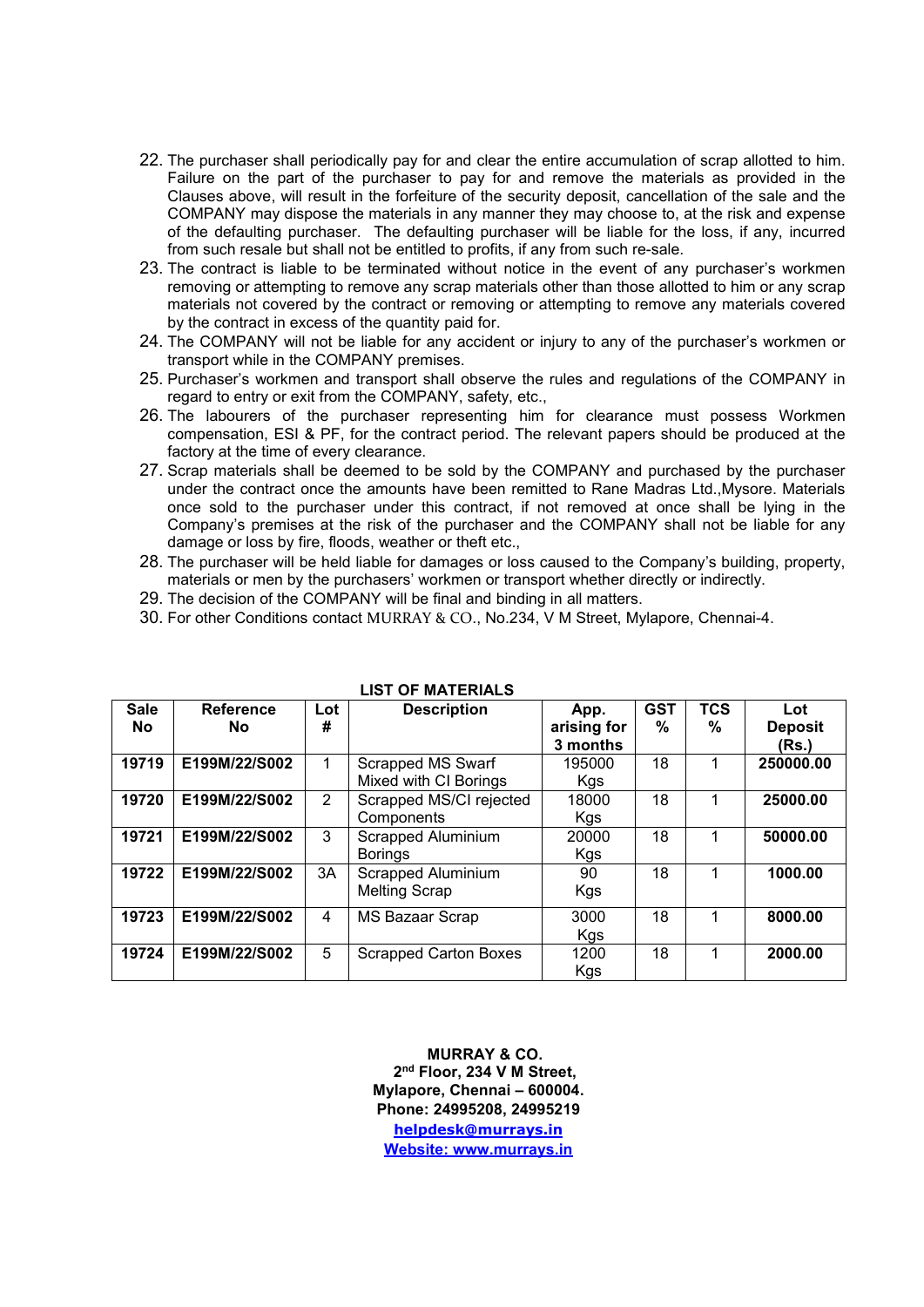22. The purchaser shall periodically pay for and clear the entire accumulation of scrap allotted to him. Failure on the part of the purchaser to pay for and remove the materials as provided in the Clauses above, will result in the forfeiture of the security deposit, cancellation of the sale and the COMPANY may dispose the materials in any manner they may choose to, at the risk and expense of the defaulting purchaser. The defaulting purchaser will be liable for the loss, if any, incurred from such resale but shall not be entitled to profits, if any from such re-sale.
23. The contract is liable to be terminated without notice in the event of any purchaser's workmen removing or attempting to remove any scrap materials other than those allotted to him or any scrap materials not covered by the contract or removing or attempting to remove any materials covered by the contract in excess of the quantity paid for.
24. The COMPANY will not be liable for any accident or injury to any of the purchaser's workmen or transport while in the COMPANY premises.
25. Purchaser's workmen and transport shall observe the rules and regulations of the COMPANY in regard to entry or exit from the COMPANY, safety, etc.,
26. The labourers of the purchaser representing him for clearance must possess Workmen compensation, ESI & PF, for the contract period. The relevant papers should be produced at the factory at the time of every clearance.
27. Scrap materials shall be deemed to be sold by the COMPANY and purchased by the purchaser under the contract once the amounts have been remitted to Rane Madras Ltd.,Mysore. Materials once sold to the purchaser under this contract, if not removed at once shall be lying in the Company's premises at the risk of the purchaser and the COMPANY shall not be liable for any damage or loss by fire, floods, weather or theft etc.,
28. The purchaser will be held liable for damages or loss caused to the Company's building, property, materials or men by the purchasers' workmen or transport whether directly or indirectly.
29. The decision of the COMPANY will be final and binding in all matters.
30. For other Conditions contact MURRAY & CO., No.234, V M Street, Mylapore, Chennai-4.

**LIST OF MATERIALS**

| Sale No | Reference No | Lot # | Description | App. arising for 3 months | GST % | TCS % | Lot Deposit (Rs.) |
|---|---|---|---|---|---|---|---|
| **19719** | **E199M/22/S002** | 1 | Scrapped MS Swarf Mixed with CI Borings | 195000 Kgs | 18 | 1 | **250000.00** |
| **19720** | **E199M/22/S002** | 2 | Scrapped MS/CI rejected Components | 18000 Kgs | 18 | 1 | **25000.00** |
| **19721** | **E199M/22/S002** | 3 | Scrapped Aluminium Borings | 20000 Kgs | 18 | 1 | **50000.00** |
| **19722** | **E199M/22/S002** | 3A | Scrapped Aluminium Melting Scrap | 90 Kgs | 18 | 1 | **1000.00** |
| **19723** | **E199M/22/S002** | 4 | MS Bazaar Scrap | 3000 Kgs | 18 | 1 | **8000.00** |
| **19724** | **E199M/22/S002** | 5 | Scrapped Carton Boxes | 1200 Kgs | 18 | 1 | **2000.00** |

**MURRAY & CO.**
**2nd Floor, 234 V M Street,**
**Mylapore, Chennai – 600004.**
**Phone: 24995208, 24995219**
**helpdesk@murrays.in**
**Website: www.murrays.in**